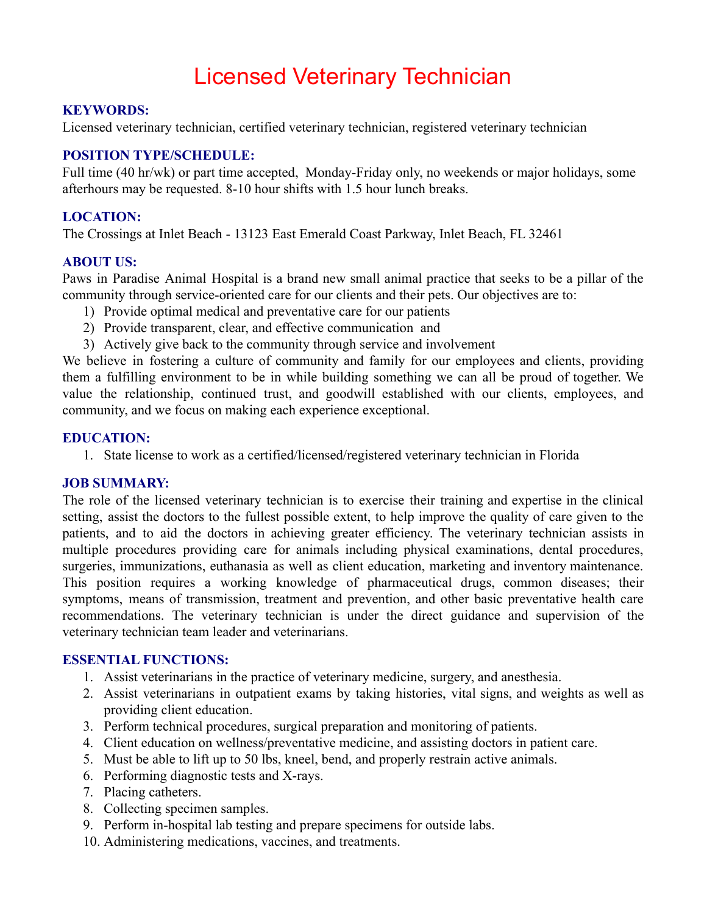# Licensed Veterinary Technician

## KEYWORDS:

Licensed veterinary technician, certified veterinary technician, registered veterinary technician

## POSITION TYPE/SCHEDULE:

Full time (40 hr/wk) or part time accepted, Monday-Friday only, no weekends or major holidays, some afterhours may be requested. 8-10 hour shifts with 1.5 hour lunch breaks.

## LOCATION:

The Crossings at Inlet Beach - 13123 East Emerald Coast Parkway, Inlet Beach, FL 32461

## ABOUT US:

Paws in Paradise Animal Hospital is a brand new small animal practice that seeks to be a pillar of the community through service-oriented care for our clients and their pets. Our objectives are to:

1) Provide optimal medical and preventative care for our patients
2) Provide transparent, clear, and effective communication and
3) Actively give back to the community through service and involvement

We believe in fostering a culture of community and family for our employees and clients, providing them a fulfilling environment to be in while building something we can all be proud of together. We value the relationship, continued trust, and goodwill established with our clients, employees, and community, and we focus on making each experience exceptional.

## EDUCATION:

1. State license to work as a certified/licensed/registered veterinary technician in Florida

## JOB SUMMARY:

The role of the licensed veterinary technician is to exercise their training and expertise in the clinical setting, assist the doctors to the fullest possible extent, to help improve the quality of care given to the patients, and to aid the doctors in achieving greater efficiency. The veterinary technician assists in multiple procedures providing care for animals including physical examinations, dental procedures, surgeries, immunizations, euthanasia as well as client education, marketing and inventory maintenance. This position requires a working knowledge of pharmaceutical drugs, common diseases; their symptoms, means of transmission, treatment and prevention, and other basic preventative health care recommendations. The veterinary technician is under the direct guidance and supervision of the veterinary technician team leader and veterinarians.

## ESSENTIAL FUNCTIONS:

1. Assist veterinarians in the practice of veterinary medicine, surgery, and anesthesia.
2. Assist veterinarians in outpatient exams by taking histories, vital signs, and weights as well as providing client education.
3. Perform technical procedures, surgical preparation and monitoring of patients.
4. Client education on wellness/preventative medicine, and assisting doctors in patient care.
5. Must be able to lift up to 50 lbs, kneel, bend, and properly restrain active animals.
6. Performing diagnostic tests and X-rays.
7. Placing catheters.
8. Collecting specimen samples.
9. Perform in-hospital lab testing and prepare specimens for outside labs.
10. Administering medications, vaccines, and treatments.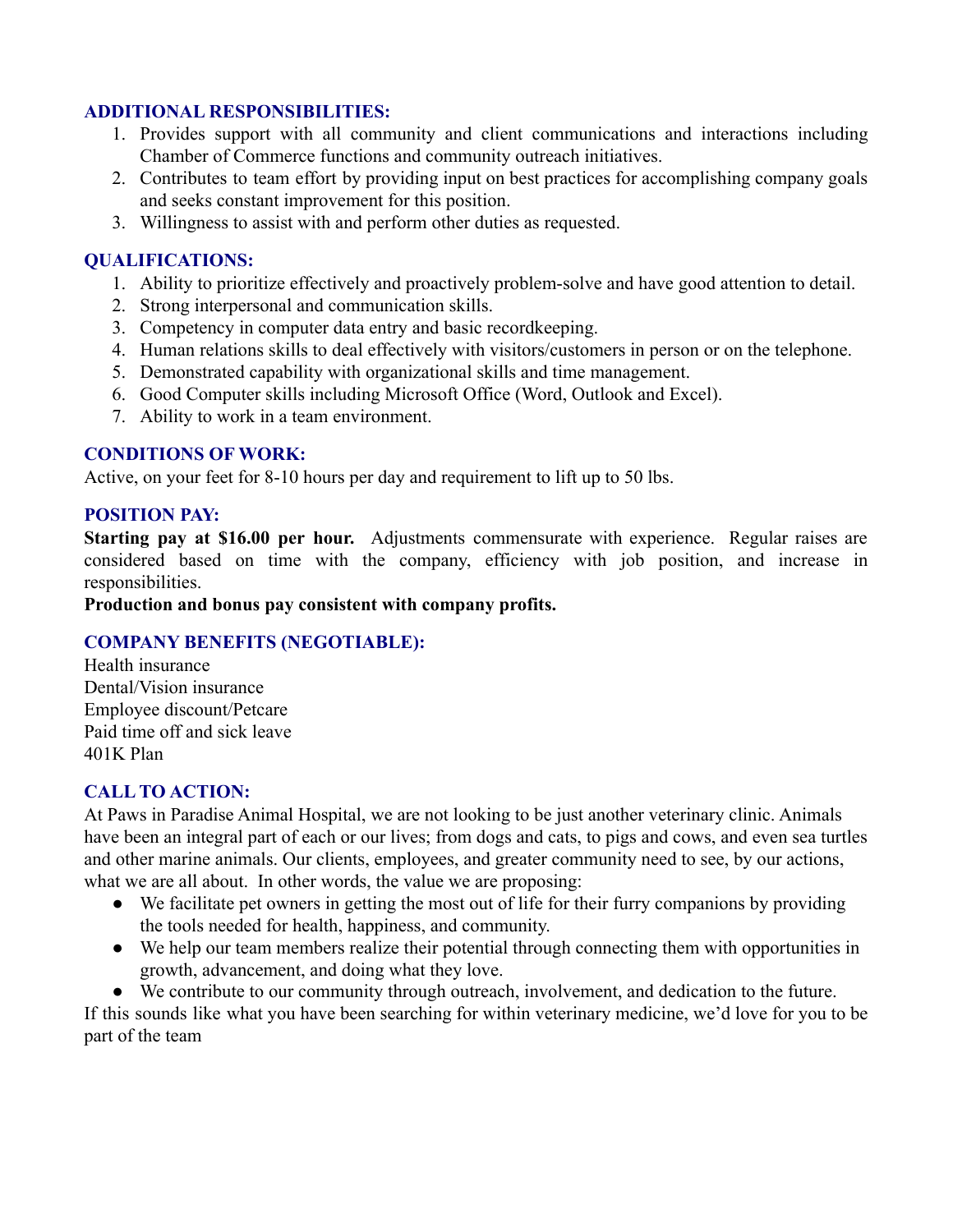## ADDITIONAL RESPONSIBILITIES:

1. Provides support with all community and client communications and interactions including Chamber of Commerce functions and community outreach initiatives.
2. Contributes to team effort by providing input on best practices for accomplishing company goals and seeks constant improvement for this position.
3. Willingness to assist with and perform other duties as requested.

## QUALIFICATIONS:

1. Ability to prioritize effectively and proactively problem-solve and have good attention to detail.
2. Strong interpersonal and communication skills.
3. Competency in computer data entry and basic recordkeeping.
4. Human relations skills to deal effectively with visitors/customers in person or on the telephone.
5. Demonstrated capability with organizational skills and time management.
6. Good Computer skills including Microsoft Office (Word, Outlook and Excel).
7. Ability to work in a team environment.

## CONDITIONS OF WORK:

Active, on your feet for 8-10 hours per day and requirement to lift up to 50 lbs.

## POSITION PAY:

**Starting pay at $16.00 per hour.** Adjustments commensurate with experience. Regular raises are considered based on time with the company, efficiency with job position, and increase in responsibilities.

**Production and bonus pay consistent with company profits.**

## COMPANY BENEFITS (NEGOTIABLE):

Health insurance
Dental/Vision insurance
Employee discount/Petcare
Paid time off and sick leave
401K Plan

## CALL TO ACTION:

At Paws in Paradise Animal Hospital, we are not looking to be just another veterinary clinic. Animals have been an integral part of each or our lives; from dogs and cats, to pigs and cows, and even sea turtles and other marine animals. Our clients, employees, and greater community need to see, by our actions, what we are all about. In other words, the value we are proposing:

- We facilitate pet owners in getting the most out of life for their furry companions by providing the tools needed for health, happiness, and community.
- We help our team members realize their potential through connecting them with opportunities in growth, advancement, and doing what they love.
- We contribute to our community through outreach, involvement, and dedication to the future.

If this sounds like what you have been searching for within veterinary medicine, we'd love for you to be part of the team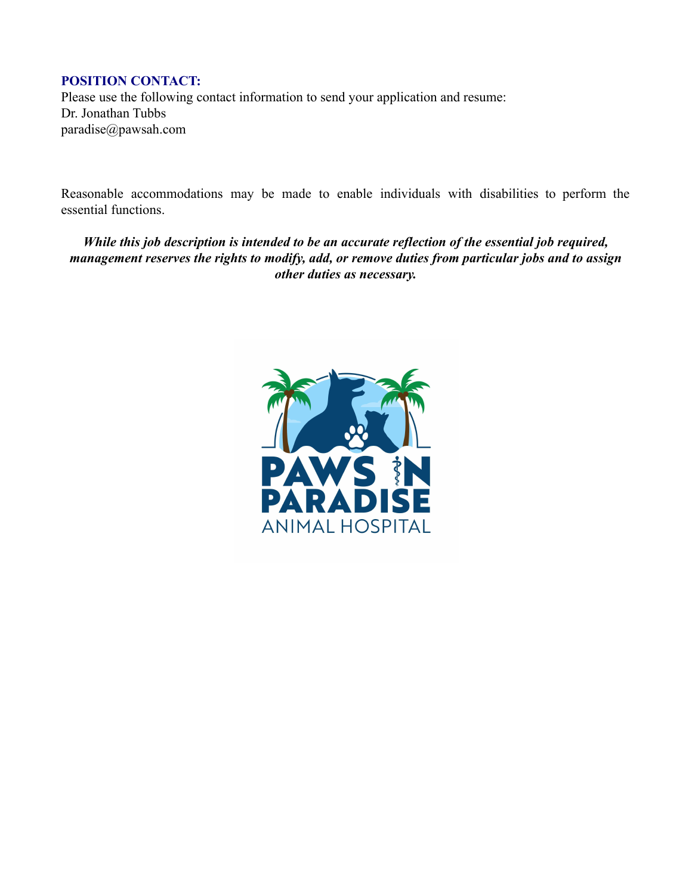**POSITION CONTACT:**

Please use the following contact information to send your application and resume:
Dr. Jonathan Tubbs
paradise@pawsah.com

Reasonable accommodations may be made to enable individuals with disabilities to perform the essential functions.

***While this job description is intended to be an accurate reflection of the essential job required, management reserves the rights to modify, add, or remove duties from particular jobs and to assign other duties as necessary.***